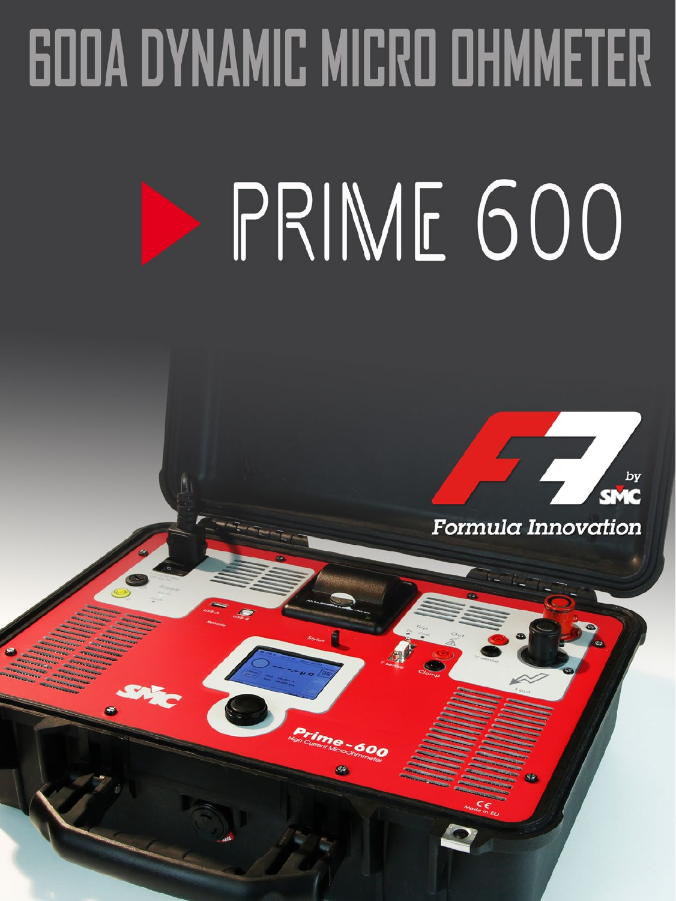# 600A DYNAMIC MICRO OHMMETER

## PRIME 600

by SMC

Formula Innovation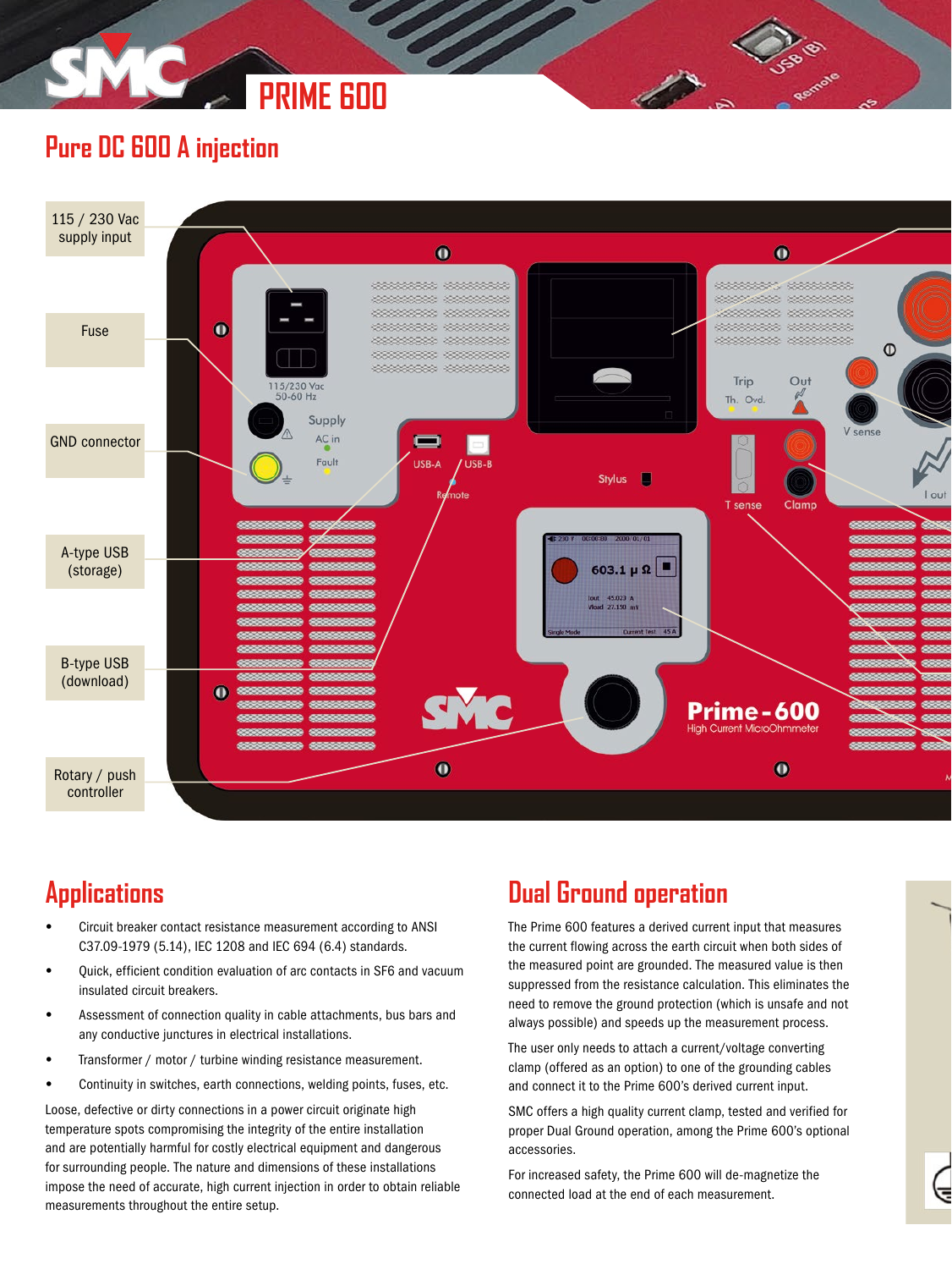# PRIME 600

## Pure DC 600 A injection

115 / 230 Vac supply input

Fuse

GND connector

A-type USB (storage)

B-type USB (download)

Rotary / push controller

## Applications

- Circuit breaker contact resistance measurement according to ANSI C37.09-1979 (5.14), IEC 1208 and IEC 694 (6.4) standards.
- Quick, efficient condition evaluation of arc contacts in SF6 and vacuum insulated circuit breakers.
- Assessment of connection quality in cable attachments, bus bars and any conductive junctures in electrical installations.
- Transformer / motor / turbine winding resistance measurement.
- Continuity in switches, earth connections, welding points, fuses, etc.

Loose, defective or dirty connections in a power circuit originate high temperature spots compromising the integrity of the entire installation and are potentially harmful for costly electrical equipment and dangerous for surrounding people. The nature and dimensions of these installations impose the need of accurate, high current injection in order to obtain reliable measurements throughout the entire setup.

## Dual Ground operation

The Prime 600 features a derived current input that measures the current flowing across the earth circuit when both sides of the measured point are grounded. The measured value is then suppressed from the resistance calculation. This eliminates the need to remove the ground protection (which is unsafe and not always possible) and speeds up the measurement process.

The user only needs to attach a current/voltage converting clamp (offered as an option) to one of the grounding cables and connect it to the Prime 600's derived current input.

SMC offers a high quality current clamp, tested and verified for proper Dual Ground operation, among the Prime 600's optional accessories.

For increased safety, the Prime 600 will de-magnetize the connected load at the end of each measurement.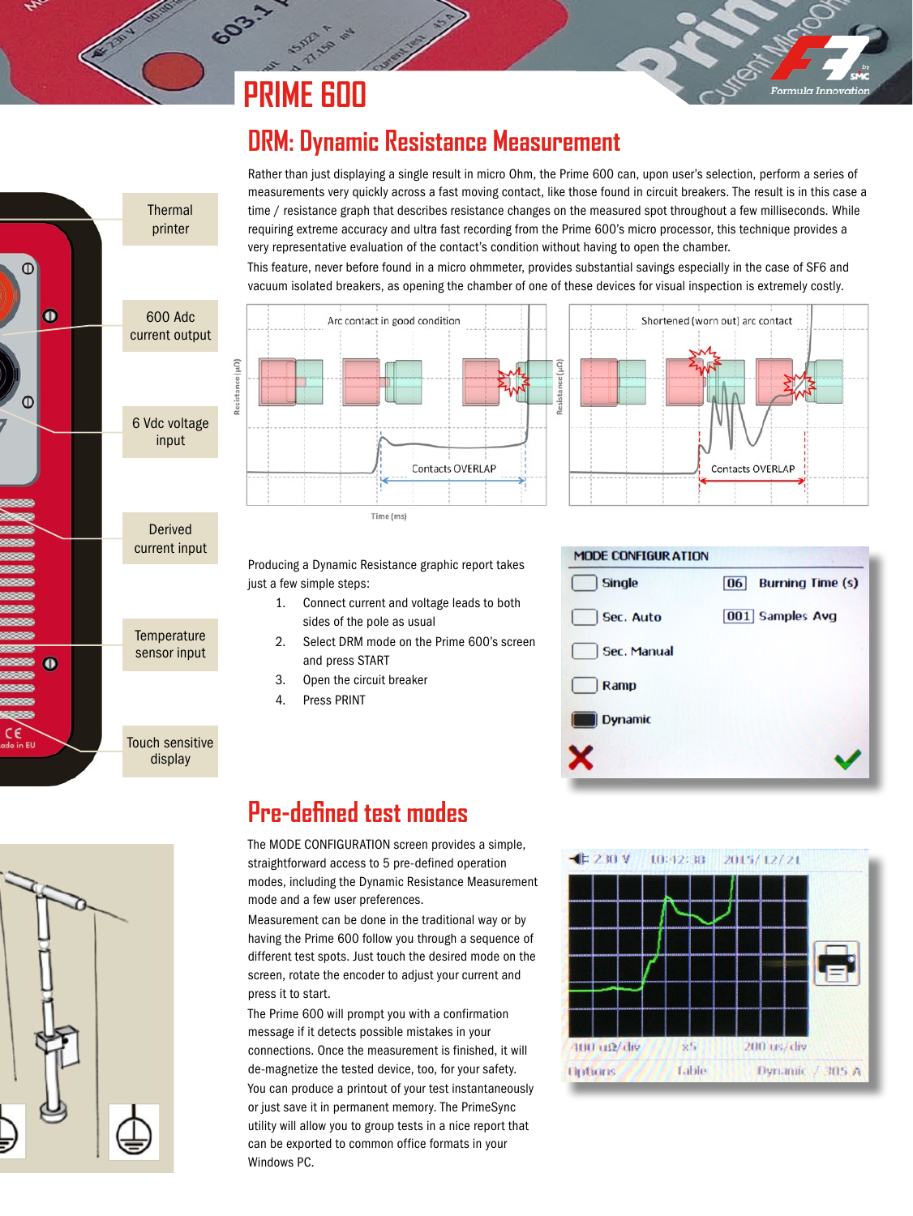# PRIME 600

## DRM: Dynamic Resistance Measurement

Rather than just displaying a single result in micro Ohm, the Prime 600 can, upon user's selection, perform a series of measurements very quickly across a fast moving contact, like those found in circuit breakers. The result is in this case a time / resistance graph that describes resistance changes on the measured spot throughout a few milliseconds. While requiring extreme accuracy and ultra fast recording from the Prime 600's micro processor, this technique provides a very representative evaluation of the contact's condition without having to open the chamber.

This feature, never before found in a micro ohmmeter, provides substantial savings especially in the case of SF6 and vacuum isolated breakers, as opening the chamber of one of these devices for visual inspection is extremely costly.

Arc contact in good condition

Contacts OVERLAP

Shortened (worn out) arc contact

Contacts OVERLAP

Resistance (μΩ)

Time (ms)

Thermal printer

600 Adc current output

6 Vdc voltage input

Derived current input

Temperature sensor input

Touch sensitive display

Producing a Dynamic Resistance graphic report takes just a few simple steps:

1. Connect current and voltage leads to both sides of the pole as usual
2. Select DRM mode on the Prime 600's screen and press START
3. Open the circuit breaker
4. Press PRINT

MODE CONFIGURATION

Single

Sec. Auto

Sec. Manual

Ramp

Dynamic

06 Burning Time (s)

001 Samples Avg

## Pre-defined test modes

The MODE CONFIGURATION screen provides a simple, straightforward access to 5 pre-defined operation modes, including the Dynamic Resistance Measurement mode and a few user preferences.

Measurement can be done in the traditional way or by having the Prime 600 follow you through a sequence of different test spots. Just touch the desired mode on the screen, rotate the encoder to adjust your current and press it to start.

The Prime 600 will prompt you with a confirmation message if it detects possible mistakes in your connections. Once the measurement is finished, it will de-magnetize the tested device, too, for your safety.

You can produce a printout of your test instantaneously or just save it in permanent memory. The PrimeSync utility will allow you to group tests in a nice report that can be exported to common office formats in your Windows PC.

230 V 10:42:38 2015/12/21

400 uΩ/div x5 200 us/div

Options Table Dynamic / 305 A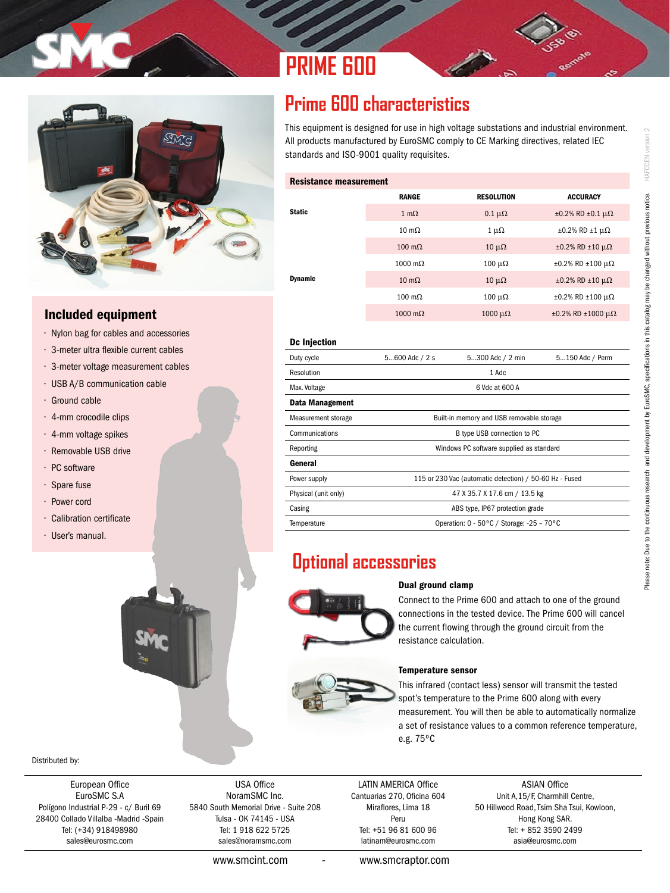# PRIME 600

## Prime 600 characteristics

This equipment is designed for use in high voltage substations and industrial environment. All products manufactured by EuroSMC comply to CE Marking directives, related IEC standards and ISO-9001 quality requisites.

### Included equipment

- Nylon bag for cables and accessories
- 3-meter ultra flexible current cables
- 3-meter voltage measurement cables
- USB A/B communication cable
- Ground cable
- 4-mm crocodile clips
- 4-mm voltage spikes
- Removable USB drive
- PC software
- Spare fuse
- Power cord
- Calibration certificate
- User's manual.

| Resistance measurement | RANGE | RESOLUTION | ACCURACY |
|---|---|---|---|
| Static | 1 mΩ | 0.1 μΩ | ±0.2% RD ±0.1 μΩ |
| | 10 mΩ | 1 μΩ | ±0.2% RD ±1 μΩ |
| | 100 mΩ | 10 μΩ | ±0.2% RD ±10 μΩ |
| | 1000 mΩ | 100 μΩ | ±0.2% RD ±100 μΩ |
| Dynamic | 10 mΩ | 10 μΩ | ±0.2% RD ±10 μΩ |
| | 100 mΩ | 100 μΩ | ±0.2% RD ±100 μΩ |
| | 1000 mΩ | 1000 μΩ | ±0.2% RD ±1000 μΩ |

| Dc Injection | | | |
|---|---|---|---|
| Duty cycle | 5...600 Adc / 2 s | 5...300 Adc / 2 min | 5...150 Adc / Perm |
| Resolution | 1 Adc | | |
| Max. Voltage | 6 Vdc at 600 A | | |
| **Data Management** | | | |
| Measurement storage | Built-in memory and USB removable storage | | |
| Communications | B type USB connection to PC | | |
| Reporting | Windows PC software supplied as standard | | |
| **General** | | | |
| Power supply | 115 or 230 Vac (automatic detection) / 50-60 Hz - Fused | | |
| Physical (unit only) | 47 X 35.7 X 17.6 cm / 13.5 kg | | |
| Casing | ABS type, IP67 protection grade | | |
| Temperature | Operation: 0 - 50°C / Storage: -25 – 70°C | | |

## Optional accessories

**Dual ground clamp**

Connect to the Prime 600 and attach to one of the ground connections in the tested device. The Prime 600 will cancel the current flowing through the ground circuit from the resistance calculation.

**Temperature sensor**

This infrared (contact less) sensor will transmit the tested spot's temperature to the Prime 600 along with every measurement. You will then be able to automatically normalize a set of resistance values to a common reference temperature, e.g. 75°C

Please note: Due to the continuous research and development by EuroSMC, specifications in this catalog may be changed without previous notice.

HAFCCEN version 2

Distributed by:

European Office
EuroSMC S.A
Polígono Industrial P-29 - c/ Buril 69
28400 Collado Villalba -Madrid -Spain
Tel: (+34) 918498980
sales@eurosmc.com

USA Office
NoramSMC Inc.
5840 South Memorial Drive - Suite 208
Tulsa - OK 74145 - USA
Tel: 1 918 622 5725
sales@noramsmc.com

LATIN AMERICA Office
Cantuarias 270, Oficina 604
Miraflores, Lima 18
Peru
Tel: +51 96 81 600 96
latinam@eurosmc.com

ASIAN Office
Unit A,15/F, Charmhill Centre,
50 Hillwood Road, Tsim Sha Tsui, Kowloon,
Hong Kong SAR.
Tel: + 852 3590 2499
asia@eurosmc.com

www.smcint.com - www.smcraptor.com